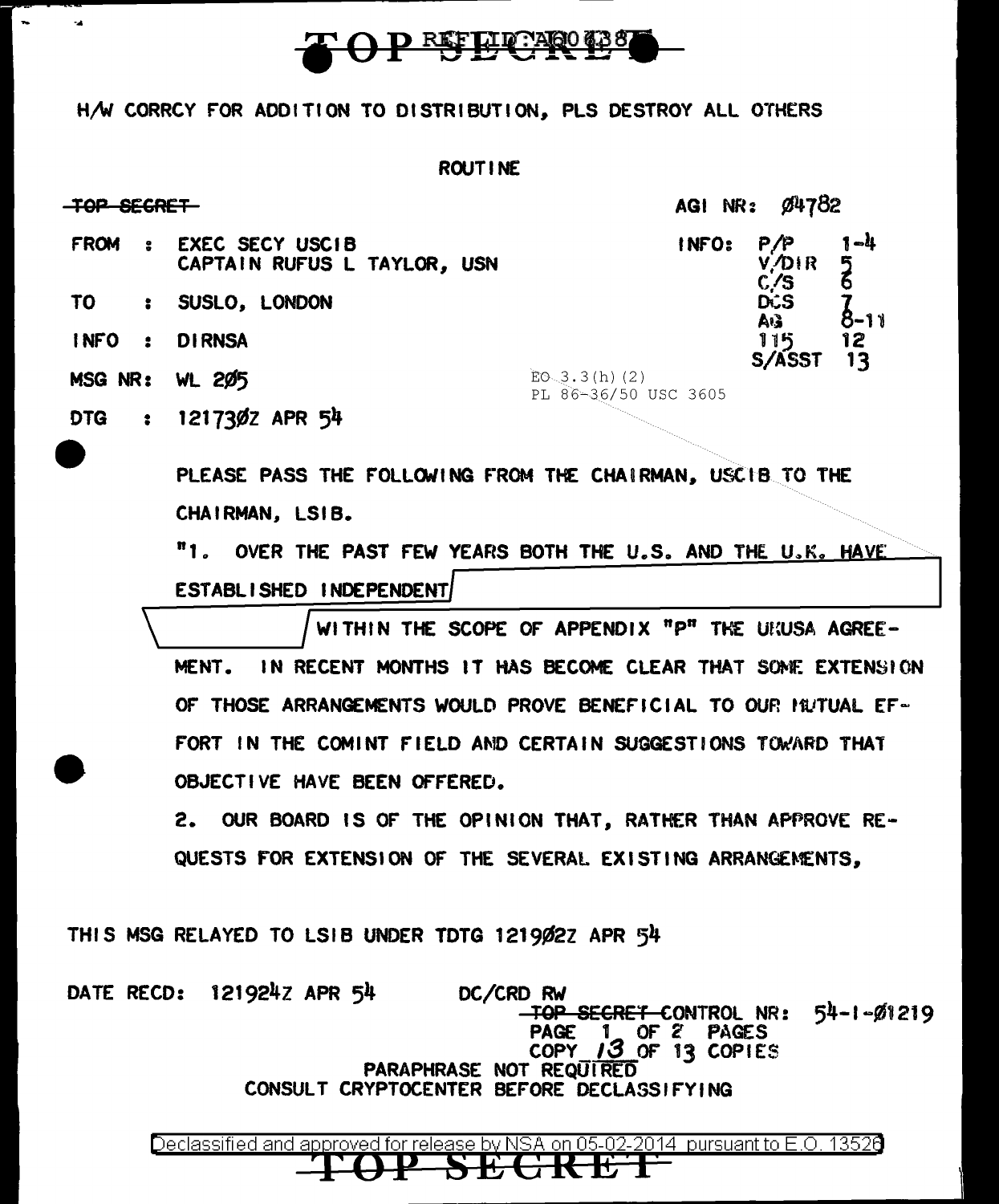TOP SECRET

H/W CORRCY FOR ADDITION TO DISTRIBUTION, PLS DESTROY ALL OTHERS

ROUTINE

~~TOP SECRET~~

AGI NR: Ø4782

FROM : EXEC SECY USCIB
CAPTAIN RUFUS L TAYLOR, USN

TO : SUSLO, LONDON

INFO : DIRNSA

MSG NR: WL 2Ø5

DTG : 12173ØZ APR 54

INFO: P/P 1-4
V/DIR 5
C/S 6
DCS 7
AG 8-11
115 12
S/ASST 13

EO 3.3(h)(2)
PL 86-36/50 USC 3605

PLEASE PASS THE FOLLOWING FROM THE CHAIRMAN, USCIB TO THE CHAIRMAN, LSIB.

"1. OVER THE PAST FEW YEARS BOTH THE U.S. AND THE U.K. HAVE ESTABLISHED INDEPENDENT [REDACTED] WITHIN THE SCOPE OF APPENDIX "P" THE UKUSA AGREEMENT. IN RECENT MONTHS IT HAS BECOME CLEAR THAT SOME EXTENSION OF THOSE ARRANGEMENTS WOULD PROVE BENEFICIAL TO OUR MUTUAL EFFORT IN THE COMINT FIELD AND CERTAIN SUGGESTIONS TOWARD THAT OBJECTIVE HAVE BEEN OFFERED.

2. OUR BOARD IS OF THE OPINION THAT, RATHER THAN APPROVE REQUESTS FOR EXTENSION OF THE SEVERAL EXISTING ARRANGEMENTS,

THIS MSG RELAYED TO LSIB UNDER TDTG 12190Ø2Z APR 54

DATE RECD: 121924Z APR 54

DC/CRD RW

~~TOP SECRET~~ CONTROL NR: 54-1-Ø1219
PAGE 1 OF 2 PAGES
COPY 13 OF 13 COPIES

PARAPHRASE NOT REQUIRED
CONSULT CRYPTOCENTER BEFORE DECLASSIFYING

Declassified and approved for release by NSA on 05-02-2014 pursuant to E.O. 13526

TOP SECRET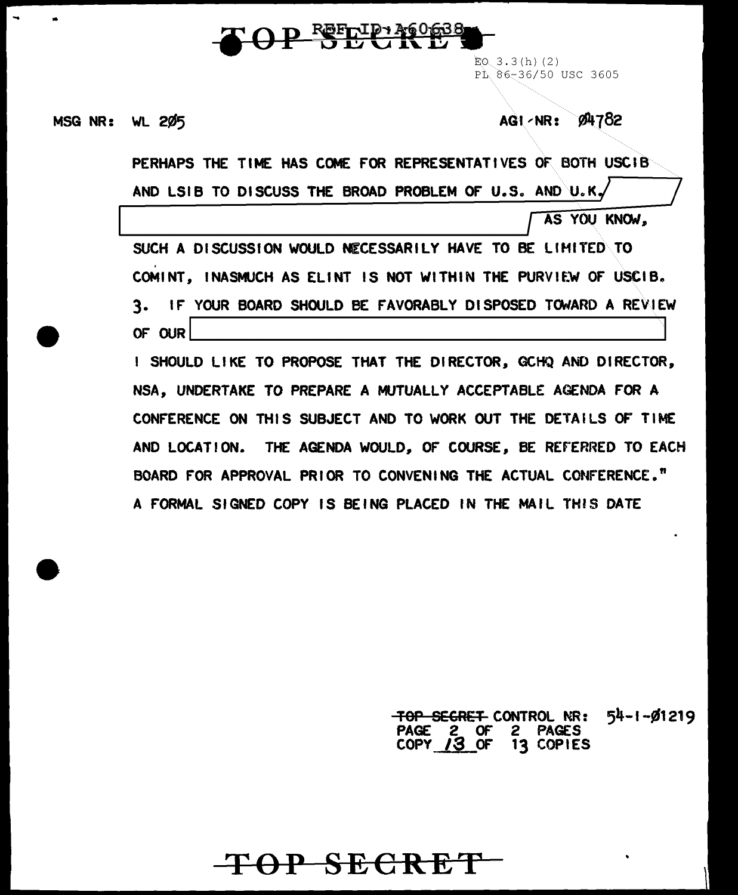TOP SECRET

EO 3.3(h)(2)
PL 86-36/50 USC 3605

MSG NR: WL 2Ø5

AGI NR: Ø4782

PERHAPS THE TIME HAS COME FOR REPRESENTATIVES OF BOTH USCIB AND LSIB TO DISCUSS THE BROAD PROBLEM OF U.S. AND U.K. [REDACTED] AS YOU KNOW, SUCH A DISCUSSION WOULD NECESSARILY HAVE TO BE LIMITED TO COMINT, INASMUCH AS ELINT IS NOT WITHIN THE PURVIEW OF USCIB.

3. IF YOUR BOARD SHOULD BE FAVORABLY DISPOSED TOWARD A REVIEW OF OUR [REDACTED] I SHOULD LIKE TO PROPOSE THAT THE DIRECTOR, GCHQ AND DIRECTOR, NSA, UNDERTAKE TO PREPARE A MUTUALLY ACCEPTABLE AGENDA FOR A CONFERENCE ON THIS SUBJECT AND TO WORK OUT THE DETAILS OF TIME AND LOCATION. THE AGENDA WOULD, OF COURSE, BE REFERRED TO EACH BOARD FOR APPROVAL PRIOR TO CONVENING THE ACTUAL CONFERENCE."

A FORMAL SIGNED COPY IS BEING PLACED IN THE MAIL THIS DATE

~~TOP SECRET~~ CONTROL NR: 54-1-Ø1219
PAGE 2 OF 2 PAGES
COPY 13 OF 13 COPIES

TOP SECRET